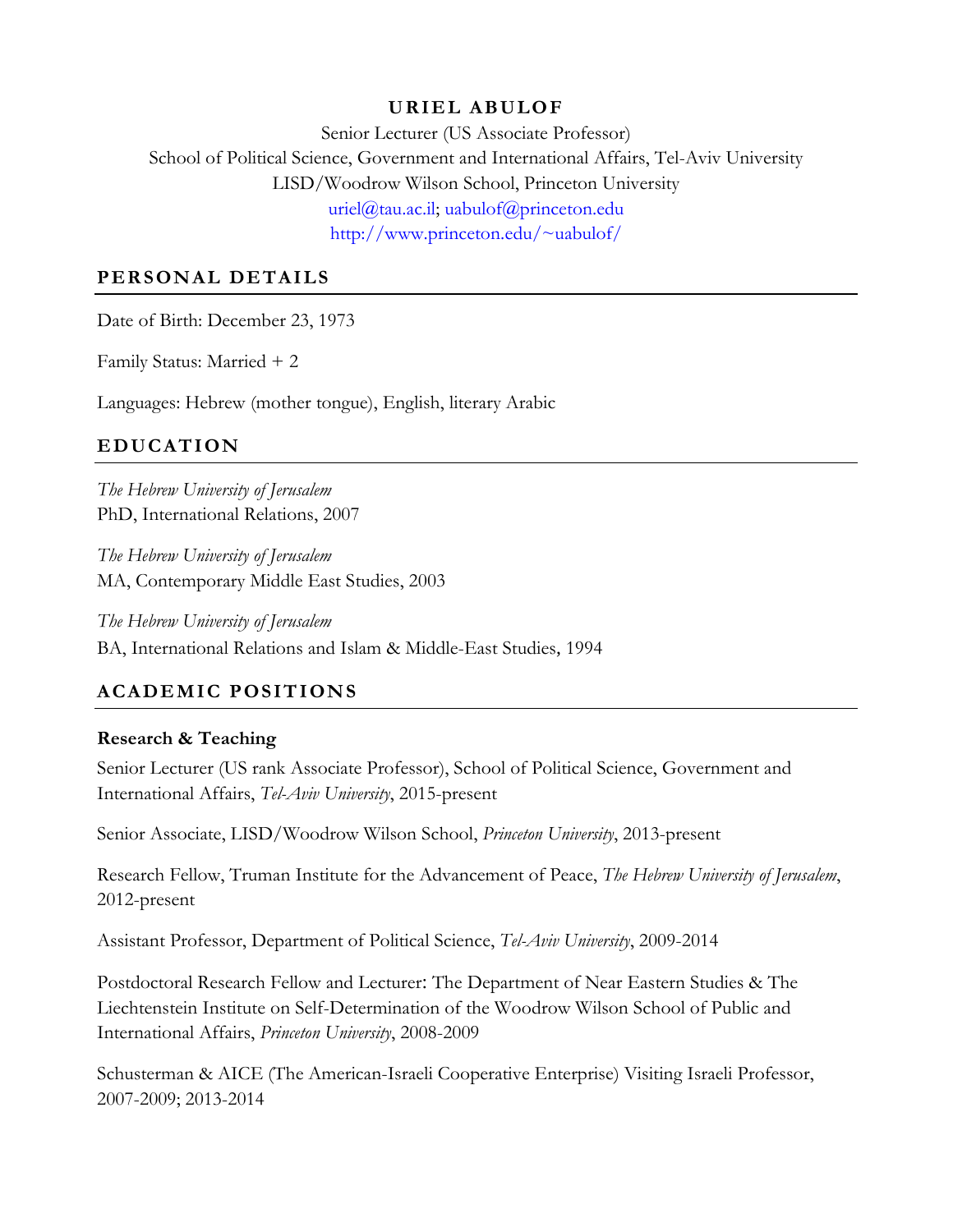# URIEL ABULOF

Senior Lecturer (US Associate Professor)
School of Political Science, Government and International Affairs, Tel-Aviv University
LISD/Woodrow Wilson School, Princeton University
uriel@tau.ac.il; uabulof@princeton.edu
http://www.princeton.edu/~uabulof/

## PERSONAL DETAILS

Date of Birth: December 23, 1973

Family Status: Married + 2

Languages: Hebrew (mother tongue), English, literary Arabic

## EDUCATION

*The Hebrew University of Jerusalem*
PhD, International Relations, 2007

*The Hebrew University of Jerusalem*
MA, Contemporary Middle East Studies, 2003

*The Hebrew University of Jerusalem*
BA, International Relations and Islam & Middle-East Studies, 1994

## ACADEMIC POSITIONS

### Research & Teaching

Senior Lecturer (US rank Associate Professor), School of Political Science, Government and International Affairs, *Tel-Aviv University*, 2015-present

Senior Associate, LISD/Woodrow Wilson School, *Princeton University*, 2013-present

Research Fellow, Truman Institute for the Advancement of Peace, *The Hebrew University of Jerusalem*, 2012-present

Assistant Professor, Department of Political Science, *Tel-Aviv University*, 2009-2014

Postdoctoral Research Fellow and Lecturer: The Department of Near Eastern Studies & The Liechtenstein Institute on Self-Determination of the Woodrow Wilson School of Public and International Affairs, *Princeton University*, 2008-2009

Schusterman & AICE (The American-Israeli Cooperative Enterprise) Visiting Israeli Professor, 2007-2009; 2013-2014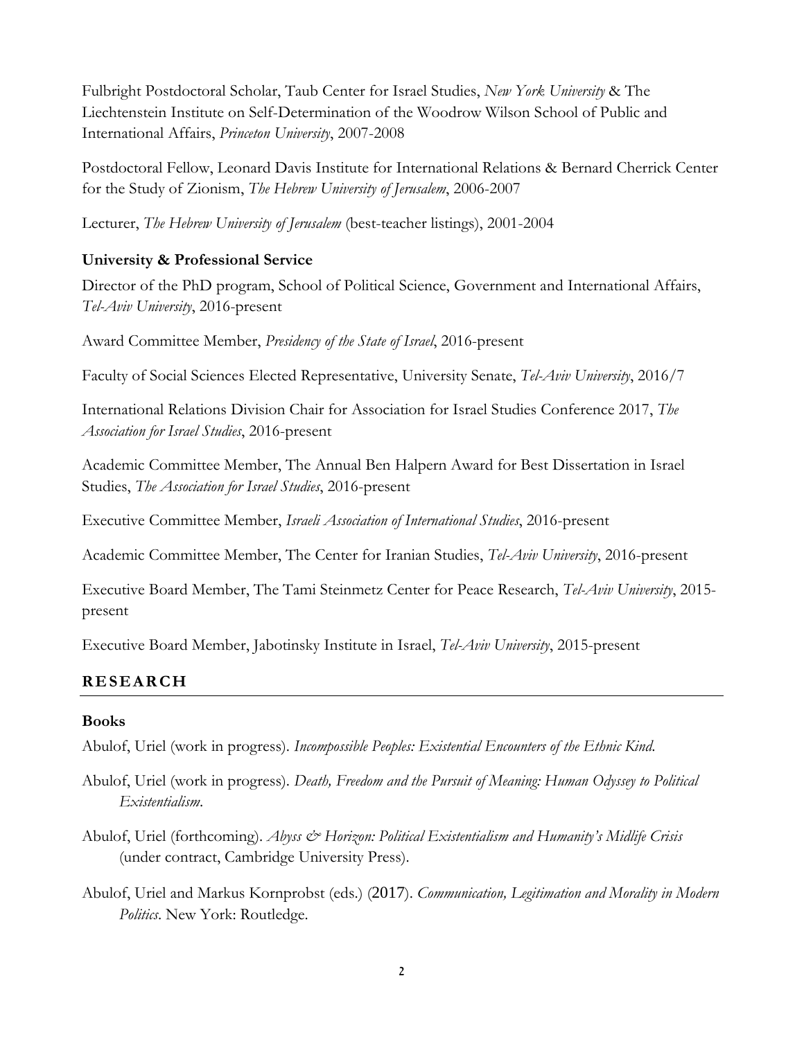Fulbright Postdoctoral Scholar, Taub Center for Israel Studies, *New York University* & The Liechtenstein Institute on Self-Determination of the Woodrow Wilson School of Public and International Affairs, *Princeton University*, 2007-2008

Postdoctoral Fellow, Leonard Davis Institute for International Relations & Bernard Cherrick Center for the Study of Zionism, *The Hebrew University of Jerusalem*, 2006-2007

Lecturer, *The Hebrew University of Jerusalem* (best-teacher listings), 2001-2004

### University & Professional Service

Director of the PhD program, School of Political Science, Government and International Affairs, *Tel-Aviv University*, 2016-present

Award Committee Member, *Presidency of the State of Israel*, 2016-present

Faculty of Social Sciences Elected Representative, University Senate, *Tel-Aviv University*, 2016/7

International Relations Division Chair for Association for Israel Studies Conference 2017, *The Association for Israel Studies*, 2016-present

Academic Committee Member, The Annual Ben Halpern Award for Best Dissertation in Israel Studies, *The Association for Israel Studies*, 2016-present

Executive Committee Member, *Israeli Association of International Studies*, 2016-present

Academic Committee Member, The Center for Iranian Studies, *Tel-Aviv University*, 2016-present

Executive Board Member, The Tami Steinmetz Center for Peace Research, *Tel-Aviv University*, 2015-present

Executive Board Member, Jabotinsky Institute in Israel, *Tel-Aviv University*, 2015-present

## RESEARCH

### Books

Abulof, Uriel (work in progress). *Incompossible Peoples: Existential Encounters of the Ethnic Kind.*

Abulof, Uriel (work in progress). *Death, Freedom and the Pursuit of Meaning: Human Odyssey to Political Existentialism*.

Abulof, Uriel (forthcoming). *Abyss & Horizon: Political Existentialism and Humanity's Midlife Crisis* (under contract, Cambridge University Press).

Abulof, Uriel and Markus Kornprobst (eds.) (2017). *Communication, Legitimation and Morality in Modern Politics*. New York: Routledge.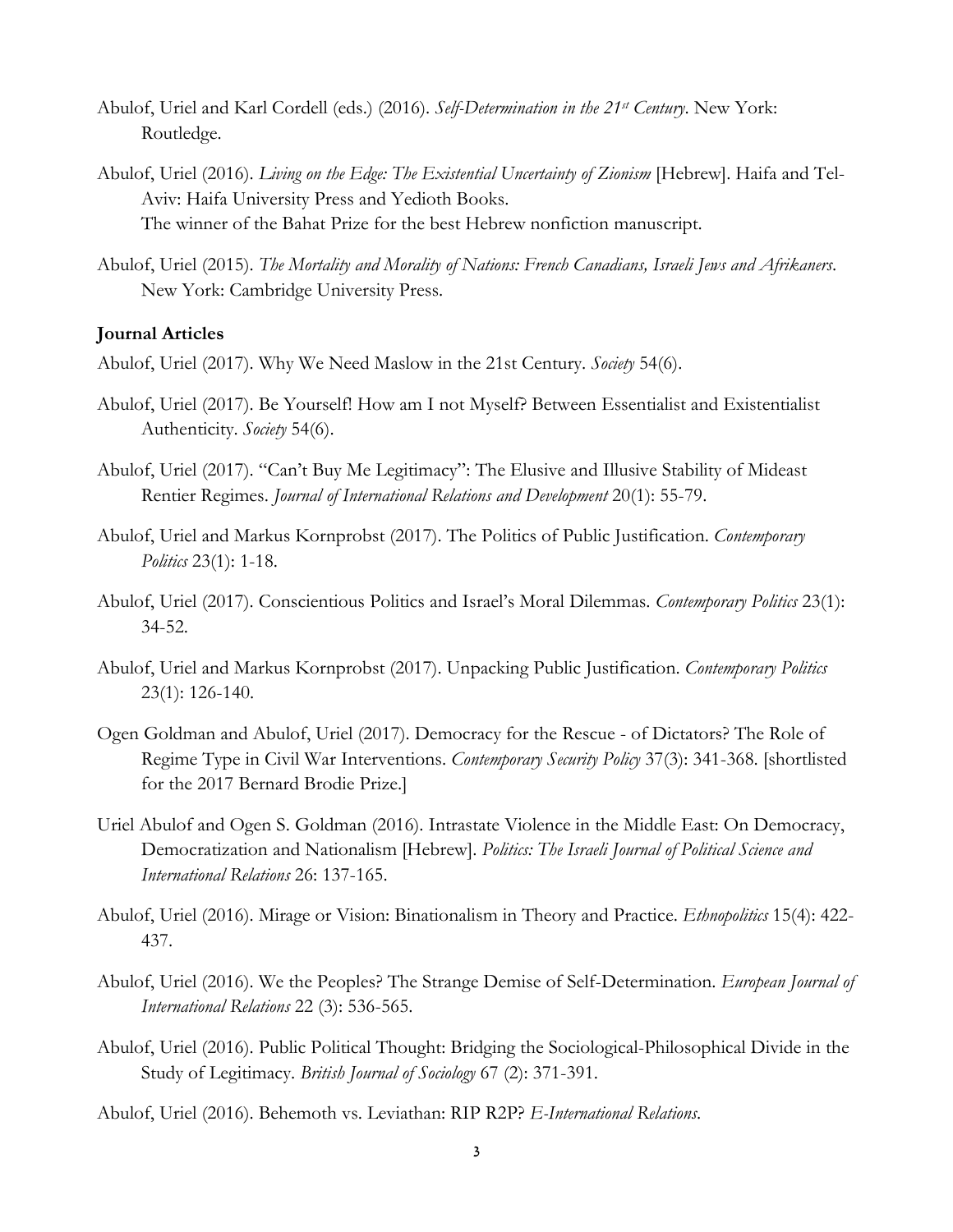Abulof, Uriel and Karl Cordell (eds.) (2016). *Self-Determination in the 21st Century*. New York: Routledge.

Abulof, Uriel (2016). *Living on the Edge: The Existential Uncertainty of Zionism* [Hebrew]. Haifa and Tel-Aviv: Haifa University Press and Yedioth Books.
The winner of the Bahat Prize for the best Hebrew nonfiction manuscript.

Abulof, Uriel (2015). *The Mortality and Morality of Nations: French Canadians, Israeli Jews and Afrikaners*. New York: Cambridge University Press.

### Journal Articles

Abulof, Uriel (2017). Why We Need Maslow in the 21st Century. *Society* 54(6).

Abulof, Uriel (2017). Be Yourself! How am I not Myself? Between Essentialist and Existentialist Authenticity. *Society* 54(6).

Abulof, Uriel (2017). "Can't Buy Me Legitimacy": The Elusive and Illusive Stability of Mideast Rentier Regimes. *Journal of International Relations and Development* 20(1): 55-79.

Abulof, Uriel and Markus Kornprobst (2017). The Politics of Public Justification. *Contemporary Politics* 23(1): 1-18.

Abulof, Uriel (2017). Conscientious Politics and Israel's Moral Dilemmas. *Contemporary Politics* 23(1): 34-52.

Abulof, Uriel and Markus Kornprobst (2017). Unpacking Public Justification. *Contemporary Politics* 23(1): 126-140.

Ogen Goldman and Abulof, Uriel (2017). Democracy for the Rescue - of Dictators? The Role of Regime Type in Civil War Interventions. *Contemporary Security Policy* 37(3): 341-368. [shortlisted for the 2017 Bernard Brodie Prize.]

Uriel Abulof and Ogen S. Goldman (2016). Intrastate Violence in the Middle East: On Democracy, Democratization and Nationalism [Hebrew]. *Politics: The Israeli Journal of Political Science and International Relations* 26: 137-165.

Abulof, Uriel (2016). Mirage or Vision: Binationalism in Theory and Practice. *Ethnopolitics* 15(4): 422-437.

Abulof, Uriel (2016). We the Peoples? The Strange Demise of Self-Determination. *European Journal of International Relations* 22 (3): 536-565.

Abulof, Uriel (2016). Public Political Thought: Bridging the Sociological-Philosophical Divide in the Study of Legitimacy. *British Journal of Sociology* 67 (2): 371-391.

Abulof, Uriel (2016). Behemoth vs. Leviathan: RIP R2P? *E-International Relations*.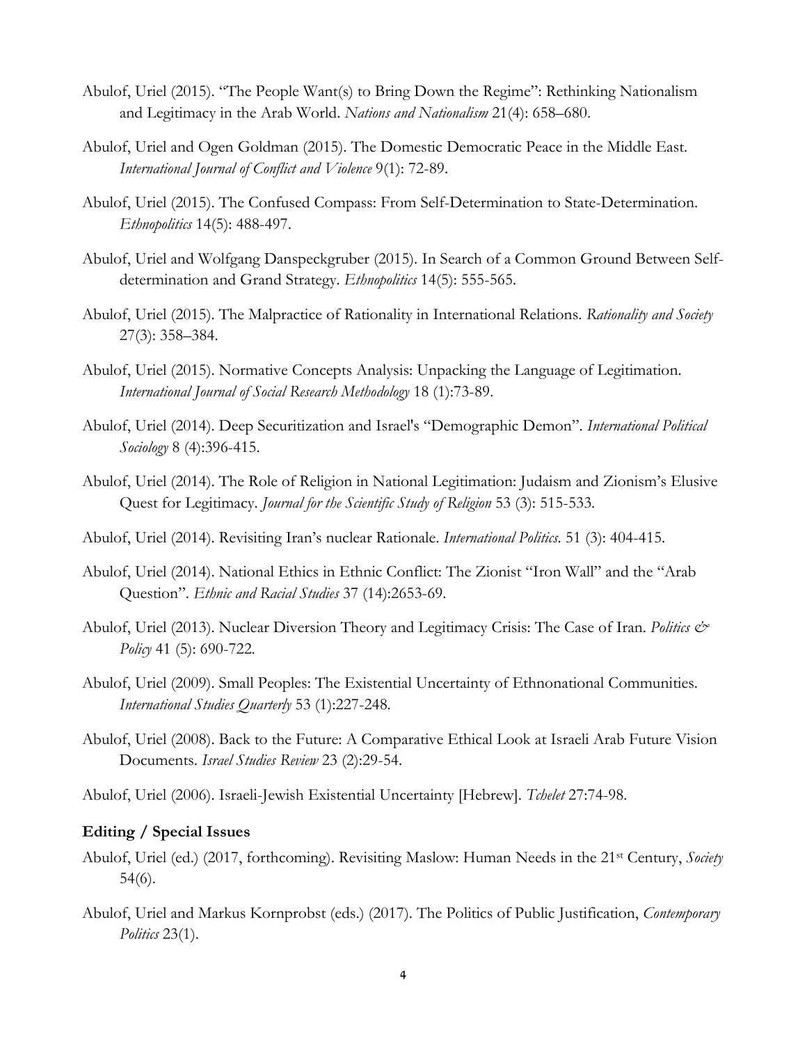Abulof, Uriel (2015). "The People Want(s) to Bring Down the Regime": Rethinking Nationalism and Legitimacy in the Arab World. *Nations and Nationalism* 21(4): 658–680.

Abulof, Uriel and Ogen Goldman (2015). The Domestic Democratic Peace in the Middle East. *International Journal of Conflict and Violence* 9(1): 72-89.

Abulof, Uriel (2015). The Confused Compass: From Self-Determination to State-Determination. *Ethnopolitics* 14(5): 488-497.

Abulof, Uriel and Wolfgang Danspeckgruber (2015). In Search of a Common Ground Between Self-determination and Grand Strategy. *Ethnopolitics* 14(5): 555-565.

Abulof, Uriel (2015). The Malpractice of Rationality in International Relations. *Rationality and Society* 27(3): 358–384.

Abulof, Uriel (2015). Normative Concepts Analysis: Unpacking the Language of Legitimation. *International Journal of Social Research Methodology* 18 (1):73-89.

Abulof, Uriel (2014). Deep Securitization and Israel's "Demographic Demon". *International Political Sociology* 8 (4):396-415.

Abulof, Uriel (2014). The Role of Religion in National Legitimation: Judaism and Zionism's Elusive Quest for Legitimacy. *Journal for the Scientific Study of Religion* 53 (3): 515-533.

Abulof, Uriel (2014). Revisiting Iran's nuclear Rationale. *International Politics*. 51 (3): 404-415.

Abulof, Uriel (2014). National Ethics in Ethnic Conflict: The Zionist "Iron Wall" and the "Arab Question". *Ethnic and Racial Studies* 37 (14):2653-69.

Abulof, Uriel (2013). Nuclear Diversion Theory and Legitimacy Crisis: The Case of Iran. *Politics & Policy* 41 (5): 690-722.

Abulof, Uriel (2009). Small Peoples: The Existential Uncertainty of Ethnonational Communities. *International Studies Quarterly* 53 (1):227-248.

Abulof, Uriel (2008). Back to the Future: A Comparative Ethical Look at Israeli Arab Future Vision Documents. *Israel Studies Review* 23 (2):29-54.

Abulof, Uriel (2006). Israeli-Jewish Existential Uncertainty [Hebrew]. *Tchelet* 27:74-98.

**Editing / Special Issues**

Abulof, Uriel (ed.) (2017, forthcoming). Revisiting Maslow: Human Needs in the 21st Century, *Society* 54(6).

Abulof, Uriel and Markus Kornprobst (eds.) (2017). The Politics of Public Justification, *Contemporary Politics* 23(1).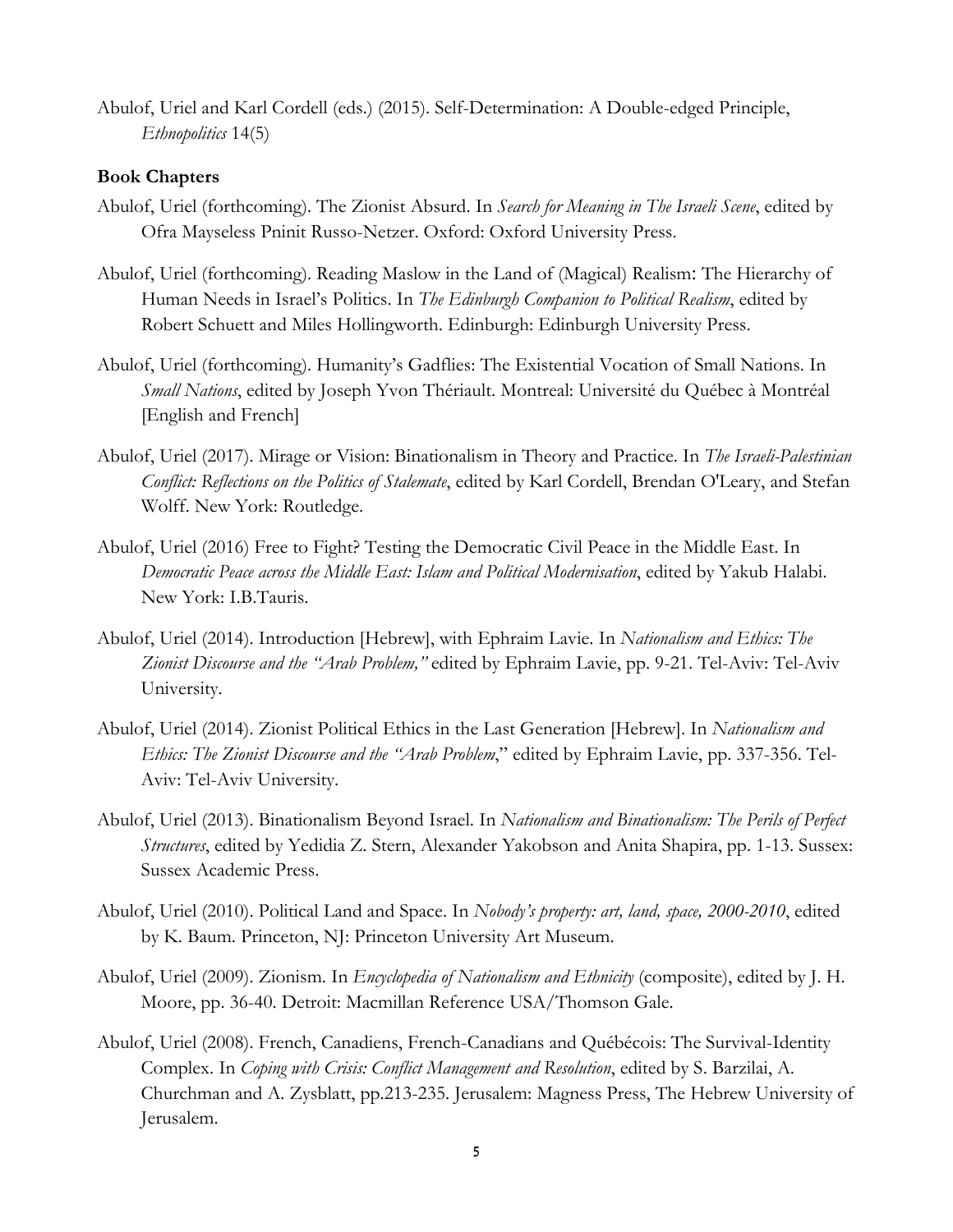Abulof, Uriel and Karl Cordell (eds.) (2015). Self-Determination: A Double-edged Principle, *Ethnopolitics* 14(5)

**Book Chapters**

Abulof, Uriel (forthcoming). The Zionist Absurd. In *Search for Meaning in The Israeli Scene*, edited by Ofra Mayseless Pninit Russo-Netzer. Oxford: Oxford University Press.

Abulof, Uriel (forthcoming). Reading Maslow in the Land of (Magical) Realism: The Hierarchy of Human Needs in Israel's Politics. In *The Edinburgh Companion to Political Realism*, edited by Robert Schuett and Miles Hollingworth. Edinburgh: Edinburgh University Press.

Abulof, Uriel (forthcoming). Humanity's Gadflies: The Existential Vocation of Small Nations. In *Small Nations*, edited by Joseph Yvon Thériault. Montreal: Université du Québec à Montréal [English and French]

Abulof, Uriel (2017). Mirage or Vision: Binationalism in Theory and Practice. In *The Israeli-Palestinian Conflict: Reflections on the Politics of Stalemate*, edited by Karl Cordell, Brendan O'Leary, and Stefan Wolff. New York: Routledge.

Abulof, Uriel (2016) Free to Fight? Testing the Democratic Civil Peace in the Middle East. In *Democratic Peace across the Middle East: Islam and Political Modernisation*, edited by Yakub Halabi. New York: I.B.Tauris.

Abulof, Uriel (2014). Introduction [Hebrew], with Ephraim Lavie. In *Nationalism and Ethics: The Zionist Discourse and the "Arab Problem,"* edited by Ephraim Lavie, pp. 9-21. Tel-Aviv: Tel-Aviv University.

Abulof, Uriel (2014). Zionist Political Ethics in the Last Generation [Hebrew]. In *Nationalism and Ethics: The Zionist Discourse and the "Arab Problem*," edited by Ephraim Lavie, pp. 337-356. Tel-Aviv: Tel-Aviv University.

Abulof, Uriel (2013). Binationalism Beyond Israel. In *Nationalism and Binationalism: The Perils of Perfect Structures*, edited by Yedidia Z. Stern, Alexander Yakobson and Anita Shapira, pp. 1-13. Sussex: Sussex Academic Press.

Abulof, Uriel (2010). Political Land and Space. In *Nobody's property: art, land, space, 2000-2010*, edited by K. Baum. Princeton, NJ: Princeton University Art Museum.

Abulof, Uriel (2009). Zionism. In *Encyclopedia of Nationalism and Ethnicity* (composite), edited by J. H. Moore, pp. 36-40. Detroit: Macmillan Reference USA/Thomson Gale.

Abulof, Uriel (2008). French, Canadiens, French-Canadians and Québécois: The Survival-Identity Complex. In *Coping with Crisis: Conflict Management and Resolution*, edited by S. Barzilai, A. Churchman and A. Zysblatt, pp.213-235. Jerusalem: Magness Press, The Hebrew University of Jerusalem.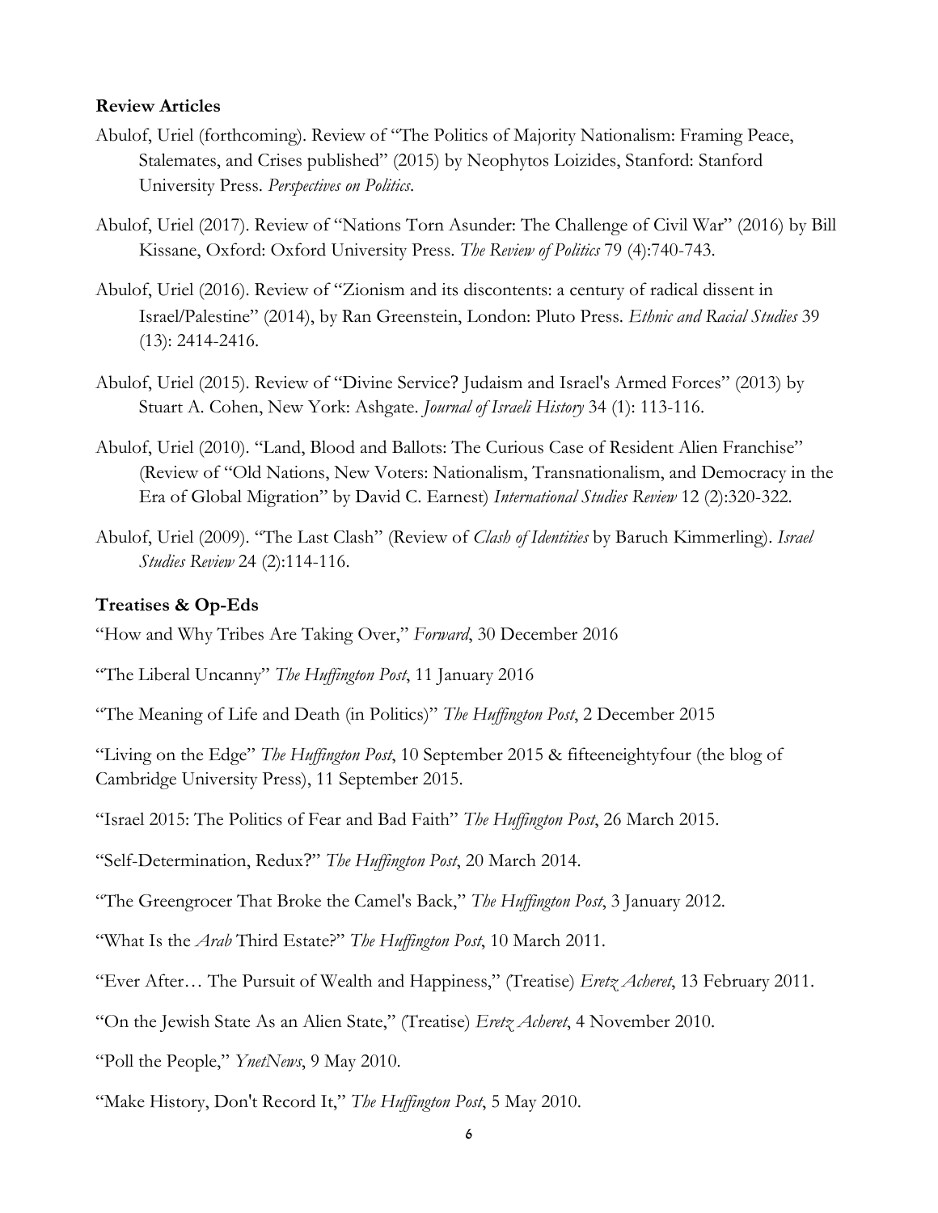**Review Articles**

Abulof, Uriel (forthcoming). Review of "The Politics of Majority Nationalism: Framing Peace, Stalemates, and Crises published" (2015) by Neophytos Loizides, Stanford: Stanford University Press. *Perspectives on Politics*.

Abulof, Uriel (2017). Review of "Nations Torn Asunder: The Challenge of Civil War" (2016) by Bill Kissane, Oxford: Oxford University Press. *The Review of Politics* 79 (4):740-743.

Abulof, Uriel (2016). Review of "Zionism and its discontents: a century of radical dissent in Israel/Palestine" (2014), by Ran Greenstein, London: Pluto Press. *Ethnic and Racial Studies* 39 (13): 2414-2416.

Abulof, Uriel (2015). Review of "Divine Service? Judaism and Israel's Armed Forces" (2013) by Stuart A. Cohen, New York: Ashgate. *Journal of Israeli History* 34 (1): 113-116.

Abulof, Uriel (2010). "Land, Blood and Ballots: The Curious Case of Resident Alien Franchise" (Review of "Old Nations, New Voters: Nationalism, Transnationalism, and Democracy in the Era of Global Migration" by David C. Earnest) *International Studies Review* 12 (2):320-322.

Abulof, Uriel (2009). "The Last Clash" (Review of *Clash of Identities* by Baruch Kimmerling). *Israel Studies Review* 24 (2):114-116.

**Treatises & Op-Eds**

"How and Why Tribes Are Taking Over," *Forward*, 30 December 2016

"The Liberal Uncanny" *The Huffington Post*, 11 January 2016

"The Meaning of Life and Death (in Politics)" *The Huffington Post*, 2 December 2015

"Living on the Edge" *The Huffington Post*, 10 September 2015 & fifteeneightyfour (the blog of Cambridge University Press), 11 September 2015.

"Israel 2015: The Politics of Fear and Bad Faith" *The Huffington Post*, 26 March 2015.

"Self-Determination, Redux?" *The Huffington Post*, 20 March 2014.

"The Greengrocer That Broke the Camel's Back," *The Huffington Post*, 3 January 2012.

"What Is the *Arab* Third Estate?" *The Huffington Post*, 10 March 2011.

"Ever After… The Pursuit of Wealth and Happiness," (Treatise) *Eretz Acheret*, 13 February 2011.

"On the Jewish State As an Alien State," (Treatise) *Eretz Acheret*, 4 November 2010.

"Poll the People," *YnetNews*, 9 May 2010.

"Make History, Don't Record It," *The Huffington Post*, 5 May 2010.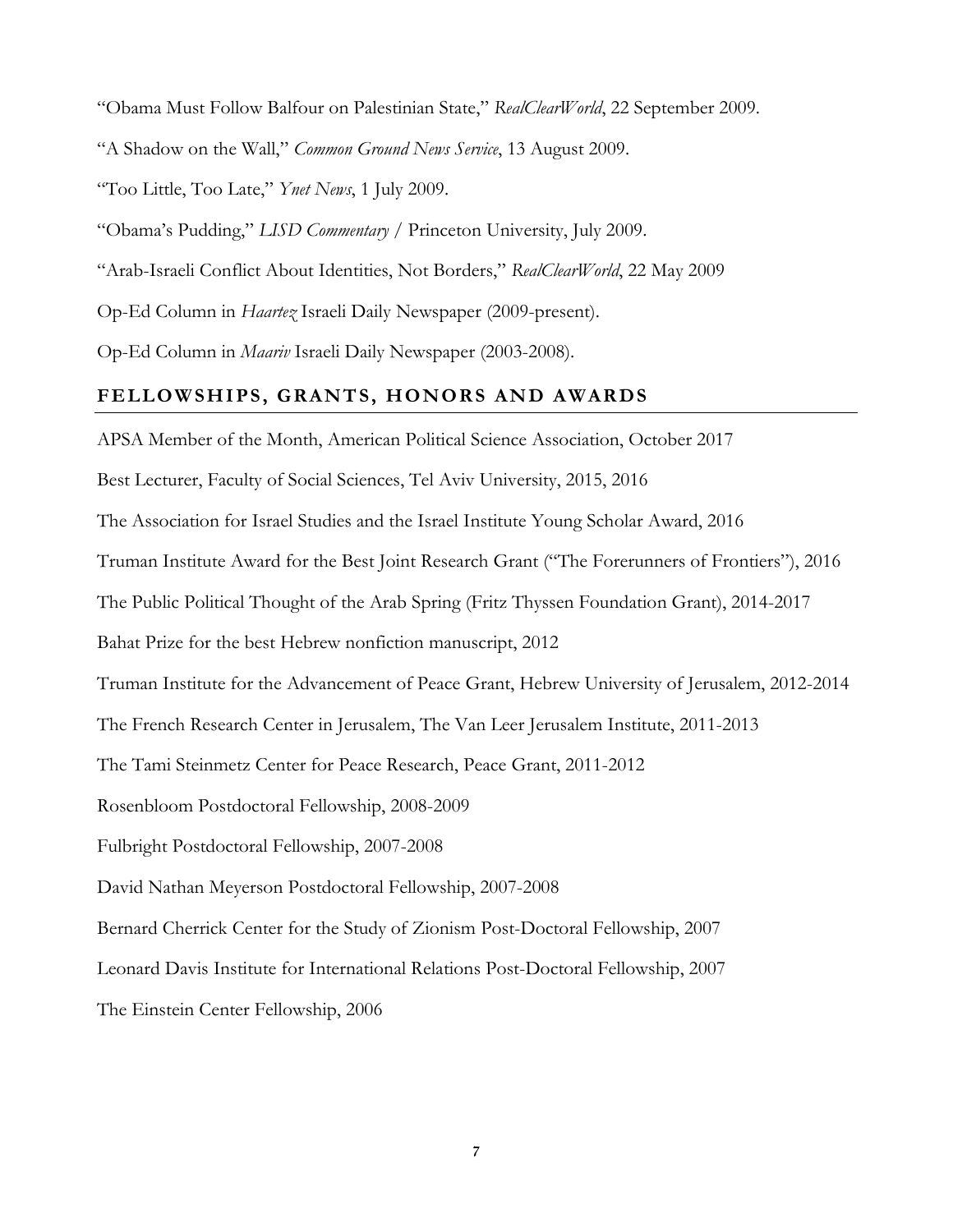"Obama Must Follow Balfour on Palestinian State," *RealClearWorld*, 22 September 2009.

"A Shadow on the Wall," *Common Ground News Service*, 13 August 2009.

"Too Little, Too Late," *Ynet News*, 1 July 2009.

"Obama's Pudding," *LISD Commentary* / Princeton University, July 2009.

"Arab-Israeli Conflict About Identities, Not Borders," *RealClearWorld*, 22 May 2009

Op-Ed Column in *Haartez* Israeli Daily Newspaper (2009-present).

Op-Ed Column in *Maariv* Israeli Daily Newspaper (2003-2008).

## FELLOWSHIPS, GRANTS, HONORS AND AWARDS

APSA Member of the Month, American Political Science Association, October 2017

Best Lecturer, Faculty of Social Sciences, Tel Aviv University, 2015, 2016

The Association for Israel Studies and the Israel Institute Young Scholar Award, 2016

Truman Institute Award for the Best Joint Research Grant ("The Forerunners of Frontiers"), 2016

The Public Political Thought of the Arab Spring (Fritz Thyssen Foundation Grant), 2014-2017

Bahat Prize for the best Hebrew nonfiction manuscript, 2012

Truman Institute for the Advancement of Peace Grant, Hebrew University of Jerusalem, 2012-2014

The French Research Center in Jerusalem, The Van Leer Jerusalem Institute, 2011-2013

The Tami Steinmetz Center for Peace Research, Peace Grant, 2011-2012

Rosenbloom Postdoctoral Fellowship, 2008-2009

Fulbright Postdoctoral Fellowship, 2007-2008

David Nathan Meyerson Postdoctoral Fellowship, 2007-2008

Bernard Cherrick Center for the Study of Zionism Post-Doctoral Fellowship, 2007

Leonard Davis Institute for International Relations Post-Doctoral Fellowship, 2007

The Einstein Center Fellowship, 2006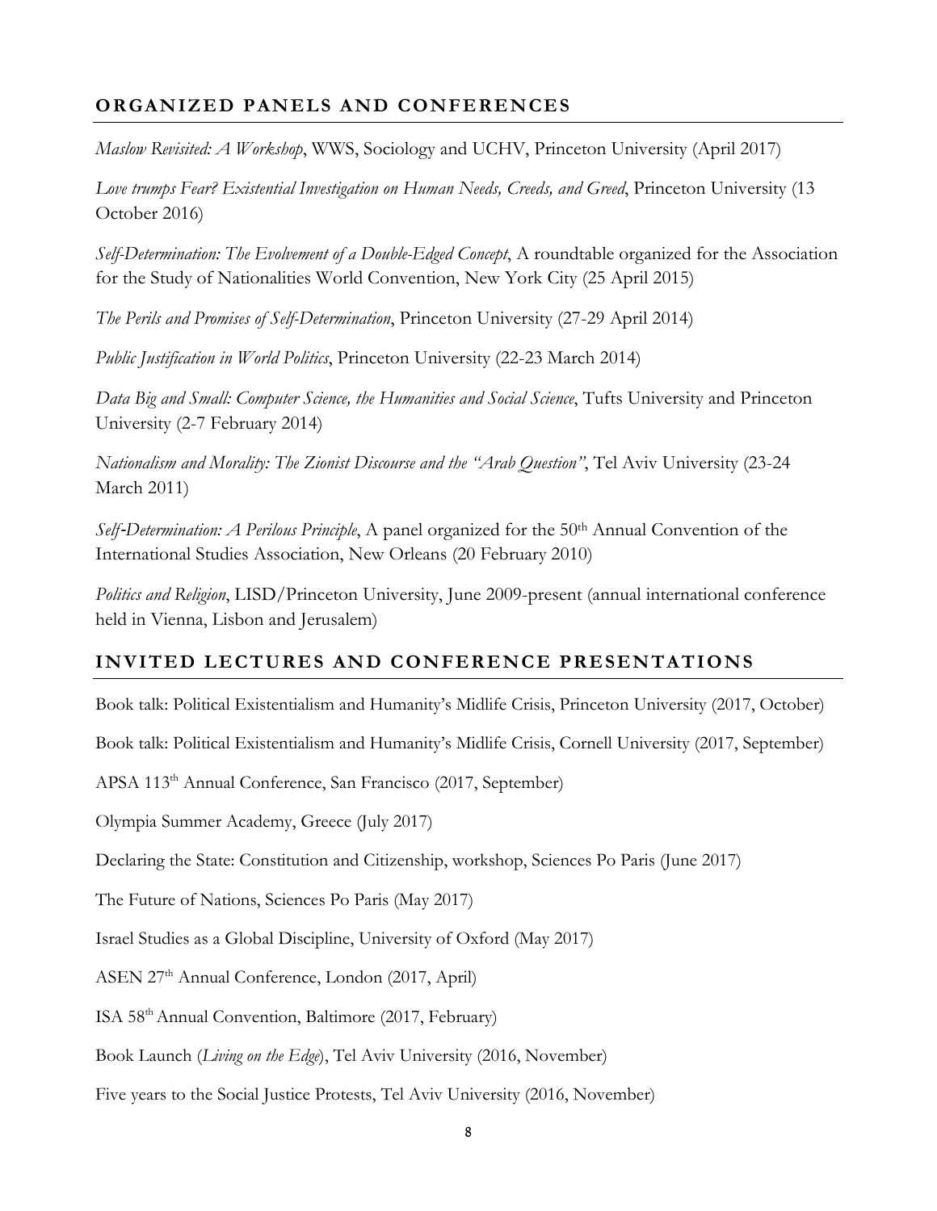## ORGANIZED PANELS AND CONFERENCES

*Maslow Revisited: A Workshop*, WWS, Sociology and UCHV, Princeton University (April 2017)

*Love trumps Fear? Existential Investigation on Human Needs, Creeds, and Greed*, Princeton University (13 October 2016)

*Self-Determination: The Evolvement of a Double-Edged Concept*, A roundtable organized for the Association for the Study of Nationalities World Convention, New York City (25 April 2015)

*The Perils and Promises of Self-Determination*, Princeton University (27-29 April 2014)

*Public Justification in World Politics*, Princeton University (22-23 March 2014)

*Data Big and Small: Computer Science, the Humanities and Social Science*, Tufts University and Princeton University (2-7 February 2014)

*Nationalism and Morality: The Zionist Discourse and the "Arab Question"*, Tel Aviv University (23-24 March 2011)

*Self-Determination: A Perilous Principle*, A panel organized for the 50th Annual Convention of the International Studies Association, New Orleans (20 February 2010)

*Politics and Religion*, LISD/Princeton University, June 2009-present (annual international conference held in Vienna, Lisbon and Jerusalem)

## INVITED LECTURES AND CONFERENCE PRESENTATIONS

Book talk: Political Existentialism and Humanity's Midlife Crisis, Princeton University (2017, October)

Book talk: Political Existentialism and Humanity's Midlife Crisis, Cornell University (2017, September)

APSA 113th Annual Conference, San Francisco (2017, September)

Olympia Summer Academy, Greece (July 2017)

Declaring the State: Constitution and Citizenship, workshop, Sciences Po Paris (June 2017)

The Future of Nations, Sciences Po Paris (May 2017)

Israel Studies as a Global Discipline, University of Oxford (May 2017)

ASEN 27th Annual Conference, London (2017, April)

ISA 58th Annual Convention, Baltimore (2017, February)

Book Launch (*Living on the Edge*), Tel Aviv University (2016, November)

Five years to the Social Justice Protests, Tel Aviv University (2016, November)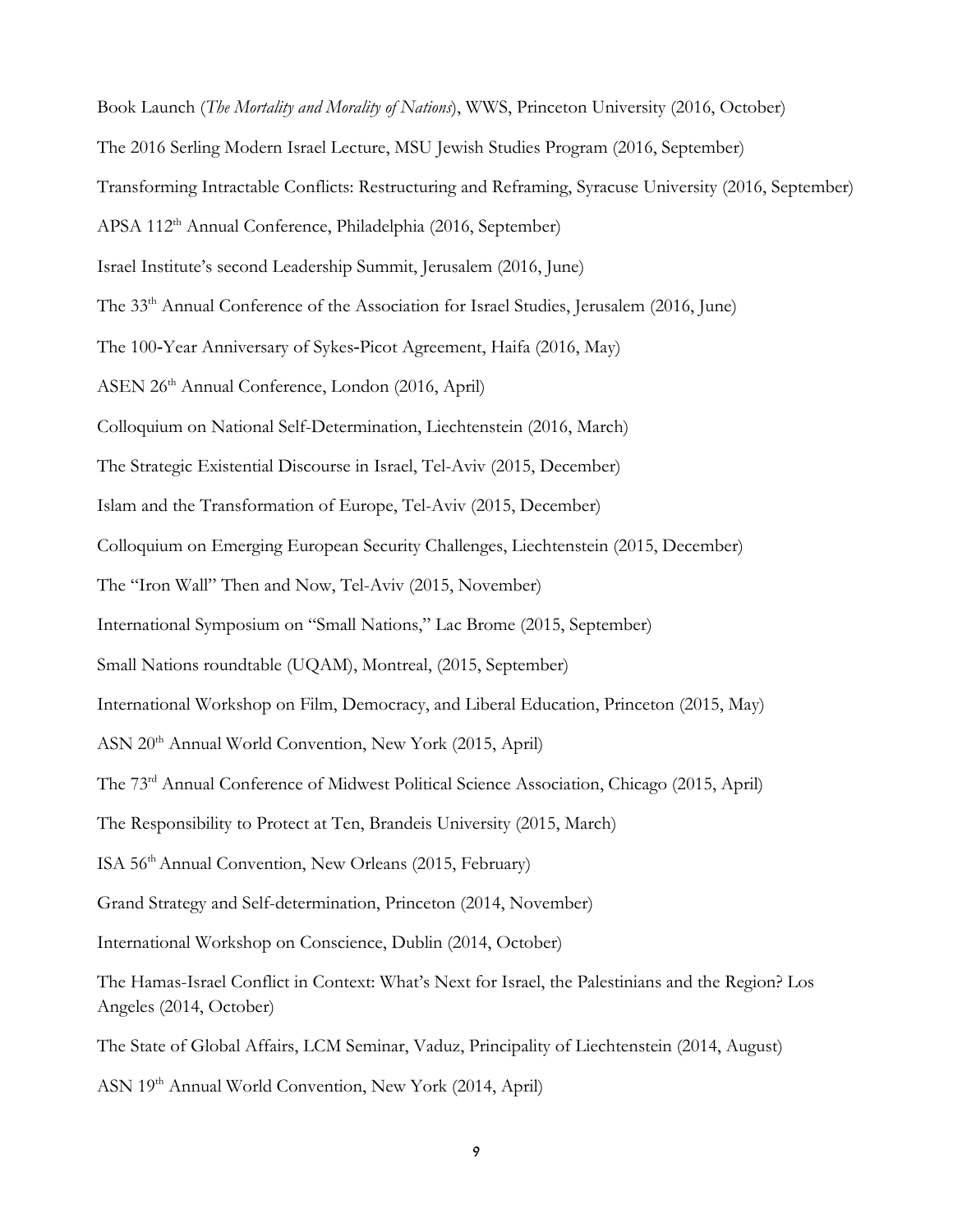Book Launch (*The Mortality and Morality of Nations*), WWS, Princeton University (2016, October)

The 2016 Serling Modern Israel Lecture, MSU Jewish Studies Program (2016, September)

Transforming Intractable Conflicts: Restructuring and Reframing, Syracuse University (2016, September)

APSA 112th Annual Conference, Philadelphia (2016, September)

Israel Institute's second Leadership Summit, Jerusalem (2016, June)

The 33th Annual Conference of the Association for Israel Studies, Jerusalem (2016, June)

The 100-Year Anniversary of Sykes-Picot Agreement, Haifa (2016, May)

ASEN 26th Annual Conference, London (2016, April)

Colloquium on National Self-Determination, Liechtenstein (2016, March)

The Strategic Existential Discourse in Israel, Tel-Aviv (2015, December)

Islam and the Transformation of Europe, Tel-Aviv (2015, December)

Colloquium on Emerging European Security Challenges, Liechtenstein (2015, December)

The "Iron Wall" Then and Now, Tel-Aviv (2015, November)

International Symposium on "Small Nations," Lac Brome (2015, September)

Small Nations roundtable (UQAM), Montreal, (2015, September)

International Workshop on Film, Democracy, and Liberal Education, Princeton (2015, May)

ASN 20th Annual World Convention, New York (2015, April)

The 73rd Annual Conference of Midwest Political Science Association, Chicago (2015, April)

The Responsibility to Protect at Ten, Brandeis University (2015, March)

ISA 56th Annual Convention, New Orleans (2015, February)

Grand Strategy and Self-determination, Princeton (2014, November)

International Workshop on Conscience, Dublin (2014, October)

The Hamas-Israel Conflict in Context: What's Next for Israel, the Palestinians and the Region? Los Angeles (2014, October)

The State of Global Affairs, LCM Seminar, Vaduz, Principality of Liechtenstein (2014, August)

ASN 19th Annual World Convention, New York (2014, April)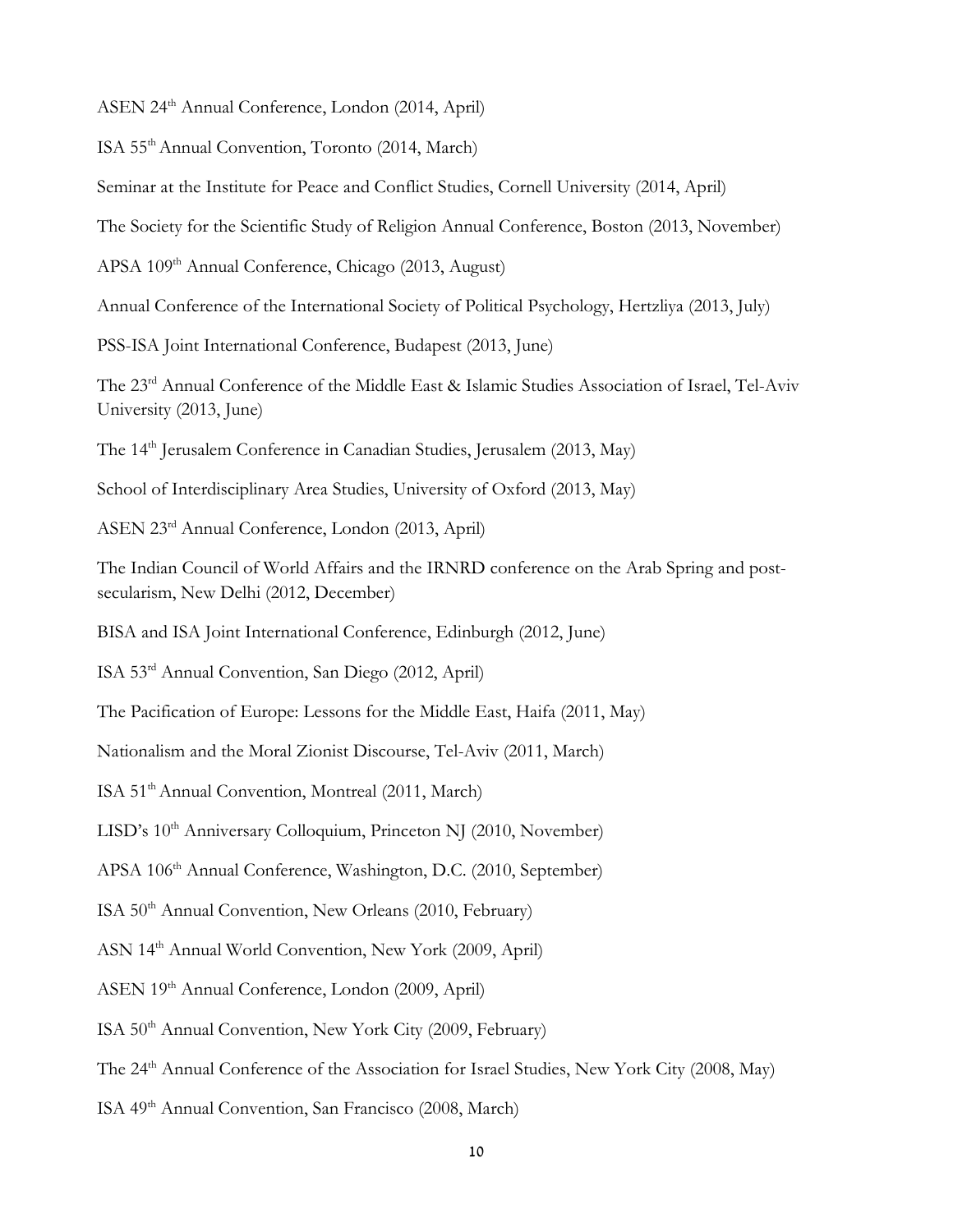ASEN 24th Annual Conference, London (2014, April)

ISA 55th Annual Convention, Toronto (2014, March)

Seminar at the Institute for Peace and Conflict Studies, Cornell University (2014, April)

The Society for the Scientific Study of Religion Annual Conference, Boston (2013, November)

APSA 109th Annual Conference, Chicago (2013, August)

Annual Conference of the International Society of Political Psychology, Hertzliya (2013, July)

PSS-ISA Joint International Conference, Budapest (2013, June)

The 23rd Annual Conference of the Middle East & Islamic Studies Association of Israel, Tel-Aviv University (2013, June)

The 14th Jerusalem Conference in Canadian Studies, Jerusalem (2013, May)

School of Interdisciplinary Area Studies, University of Oxford (2013, May)

ASEN 23rd Annual Conference, London (2013, April)

The Indian Council of World Affairs and the IRNRD conference on the Arab Spring and post-secularism, New Delhi (2012, December)

BISA and ISA Joint International Conference, Edinburgh (2012, June)

ISA 53rd Annual Convention, San Diego (2012, April)

The Pacification of Europe: Lessons for the Middle East, Haifa (2011, May)

Nationalism and the Moral Zionist Discourse, Tel-Aviv (2011, March)

ISA 51th Annual Convention, Montreal (2011, March)

LISD's 10th Anniversary Colloquium, Princeton NJ (2010, November)

APSA 106th Annual Conference, Washington, D.C. (2010, September)

ISA 50th Annual Convention, New Orleans (2010, February)

ASN 14th Annual World Convention, New York (2009, April)

ASEN 19th Annual Conference, London (2009, April)

ISA 50th Annual Convention, New York City (2009, February)

The 24th Annual Conference of the Association for Israel Studies, New York City (2008, May)

ISA 49th Annual Convention, San Francisco (2008, March)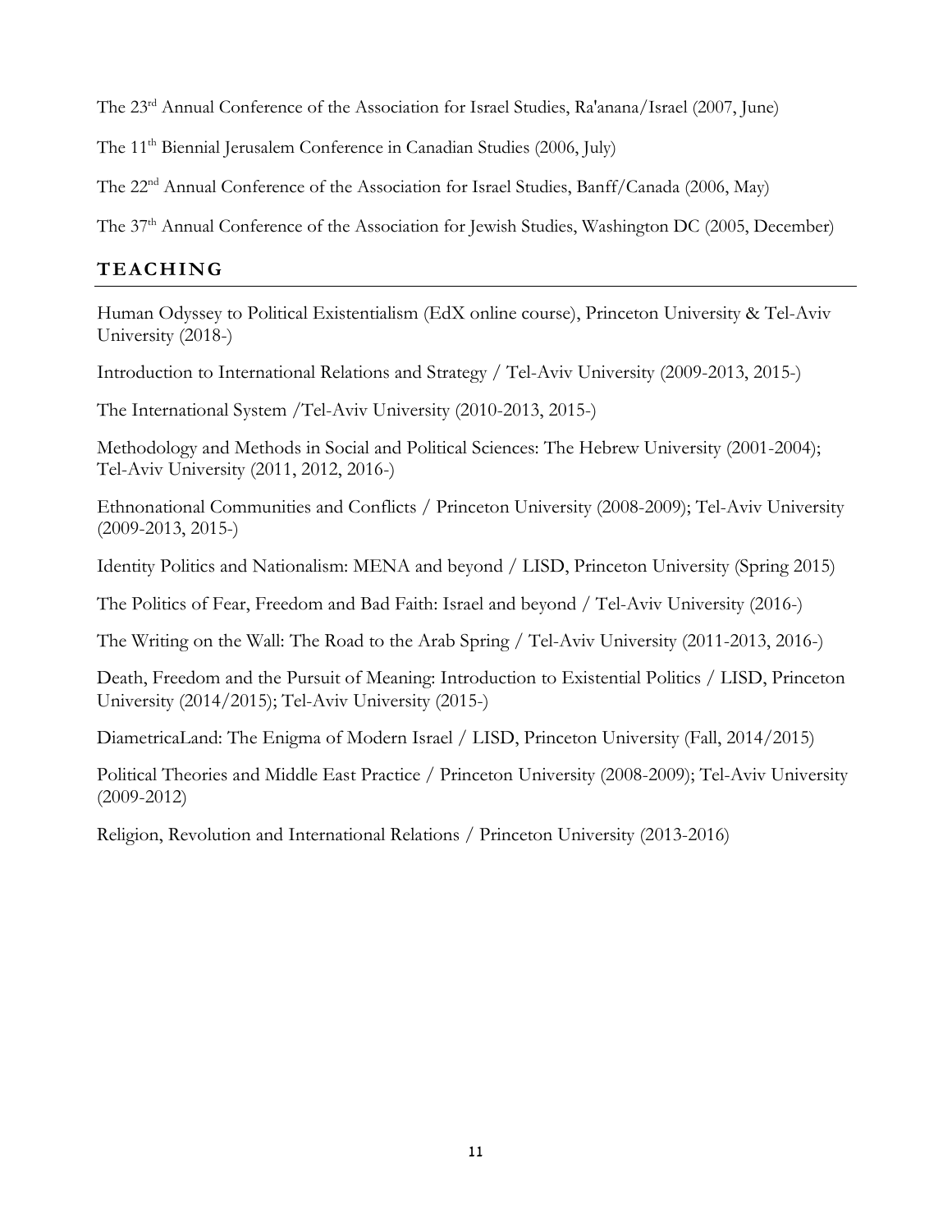The 23rd Annual Conference of the Association for Israel Studies, Ra'anana/Israel (2007, June)

The 11th Biennial Jerusalem Conference in Canadian Studies (2006, July)

The 22nd Annual Conference of the Association for Israel Studies, Banff/Canada (2006, May)

The 37th Annual Conference of the Association for Jewish Studies, Washington DC (2005, December)

## TEACHING

Human Odyssey to Political Existentialism (EdX online course), Princeton University & Tel-Aviv University (2018-)

Introduction to International Relations and Strategy / Tel-Aviv University (2009-2013, 2015-)

The International System /Tel-Aviv University (2010-2013, 2015-)

Methodology and Methods in Social and Political Sciences: The Hebrew University (2001-2004); Tel-Aviv University (2011, 2012, 2016-)

Ethnonational Communities and Conflicts / Princeton University (2008-2009); Tel-Aviv University (2009-2013, 2015-)

Identity Politics and Nationalism: MENA and beyond / LISD, Princeton University (Spring 2015)

The Politics of Fear, Freedom and Bad Faith: Israel and beyond / Tel-Aviv University (2016-)

The Writing on the Wall: The Road to the Arab Spring / Tel-Aviv University (2011-2013, 2016-)

Death, Freedom and the Pursuit of Meaning: Introduction to Existential Politics / LISD, Princeton University (2014/2015); Tel-Aviv University (2015-)

DiametricaLand: The Enigma of Modern Israel / LISD, Princeton University (Fall, 2014/2015)

Political Theories and Middle East Practice / Princeton University (2008-2009); Tel-Aviv University (2009-2012)

Religion, Revolution and International Relations / Princeton University (2013-2016)